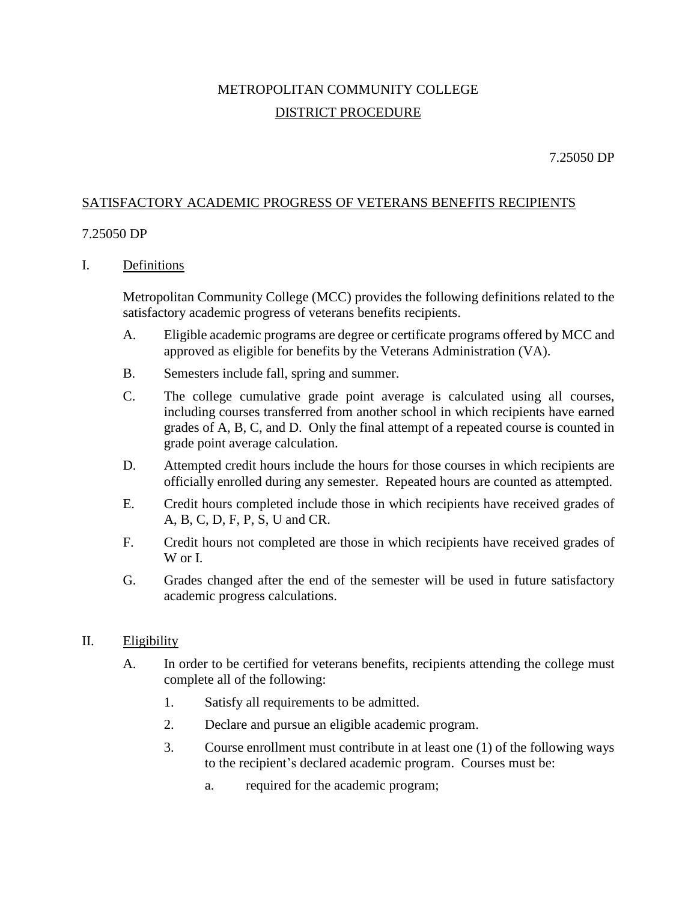METROPOLITAN COMMUNITY COLLEGE

DISTRICT PROCEDURE

7.25050 DP

## SATISFACTORY ACADEMIC PROGRESS OF VETERANS BENEFITS RECIPIENTS

7.25050 DP

### I. Definitions

Metropolitan Community College (MCC) provides the following definitions related to the satisfactory academic progress of veterans benefits recipients.

A. Eligible academic programs are degree or certificate programs offered by MCC and approved as eligible for benefits by the Veterans Administration (VA).

B. Semesters include fall, spring and summer.

C. The college cumulative grade point average is calculated using all courses, including courses transferred from another school in which recipients have earned grades of A, B, C, and D. Only the final attempt of a repeated course is counted in grade point average calculation.

D. Attempted credit hours include the hours for those courses in which recipients are officially enrolled during any semester. Repeated hours are counted as attempted.

E. Credit hours completed include those in which recipients have received grades of A, B, C, D, F, P, S, U and CR.

F. Credit hours not completed are those in which recipients have received grades of W or I.

G. Grades changed after the end of the semester will be used in future satisfactory academic progress calculations.

### II. Eligibility

A. In order to be certified for veterans benefits, recipients attending the college must complete all of the following:

1. Satisfy all requirements to be admitted.
2. Declare and pursue an eligible academic program.
3. Course enrollment must contribute in at least one (1) of the following ways to the recipient's declared academic program. Courses must be:
   a. required for the academic program;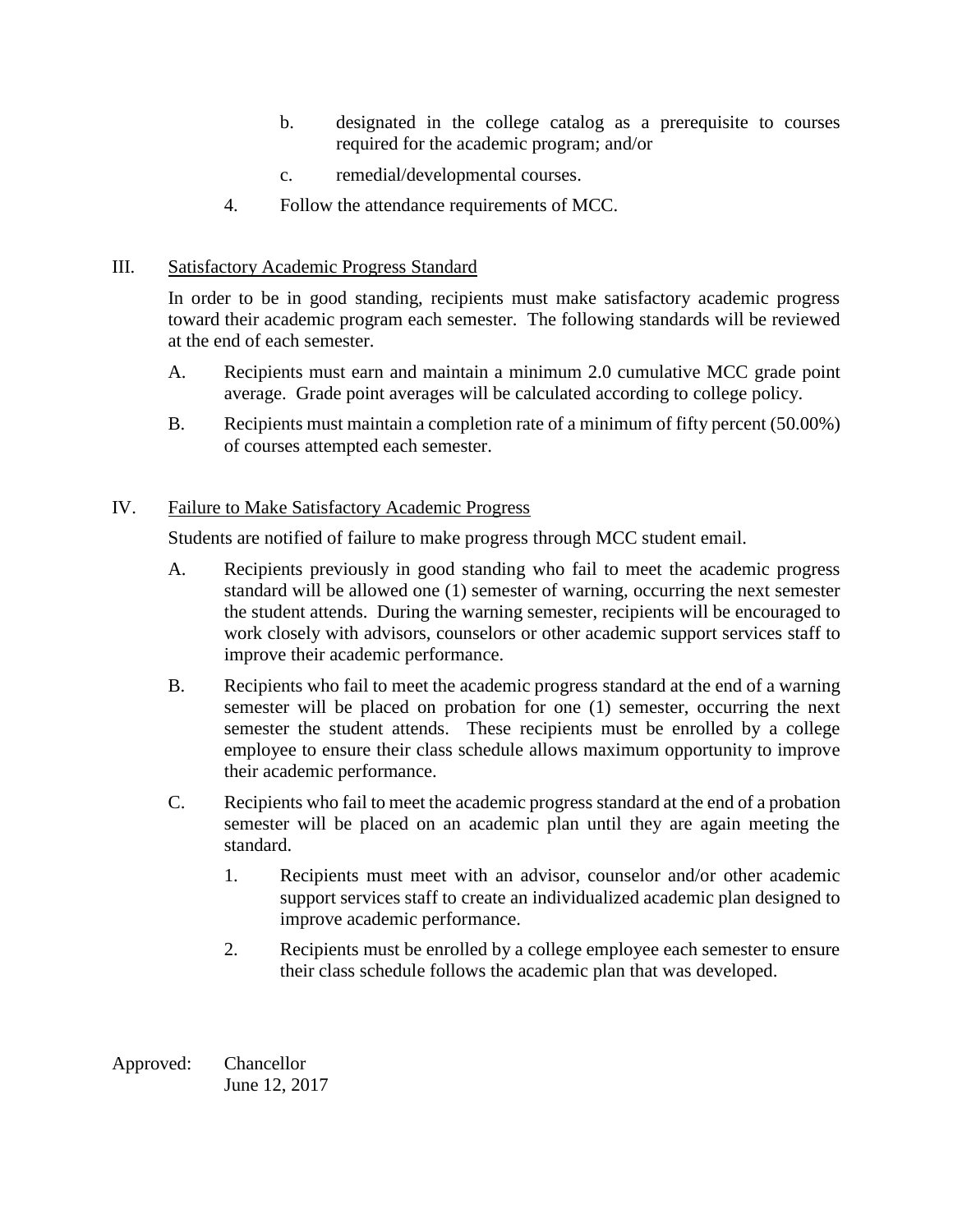b. designated in the college catalog as a prerequisite to courses required for the academic program; and/or

   c. remedial/developmental courses.

4. Follow the attendance requirements of MCC.

III. Satisfactory Academic Progress Standard

In order to be in good standing, recipients must make satisfactory academic progress toward their academic program each semester. The following standards will be reviewed at the end of each semester.

A. Recipients must earn and maintain a minimum 2.0 cumulative MCC grade point average. Grade point averages will be calculated according to college policy.

B. Recipients must maintain a completion rate of a minimum of fifty percent (50.00%) of courses attempted each semester.

IV. Failure to Make Satisfactory Academic Progress

Students are notified of failure to make progress through MCC student email.

A. Recipients previously in good standing who fail to meet the academic progress standard will be allowed one (1) semester of warning, occurring the next semester the student attends. During the warning semester, recipients will be encouraged to work closely with advisors, counselors or other academic support services staff to improve their academic performance.

B. Recipients who fail to meet the academic progress standard at the end of a warning semester will be placed on probation for one (1) semester, occurring the next semester the student attends. These recipients must be enrolled by a college employee to ensure their class schedule allows maximum opportunity to improve their academic performance.

C. Recipients who fail to meet the academic progress standard at the end of a probation semester will be placed on an academic plan until they are again meeting the standard.

   1. Recipients must meet with an advisor, counselor and/or other academic support services staff to create an individualized academic plan designed to improve academic performance.

   2. Recipients must be enrolled by a college employee each semester to ensure their class schedule follows the academic plan that was developed.

Approved: Chancellor
June 12, 2017